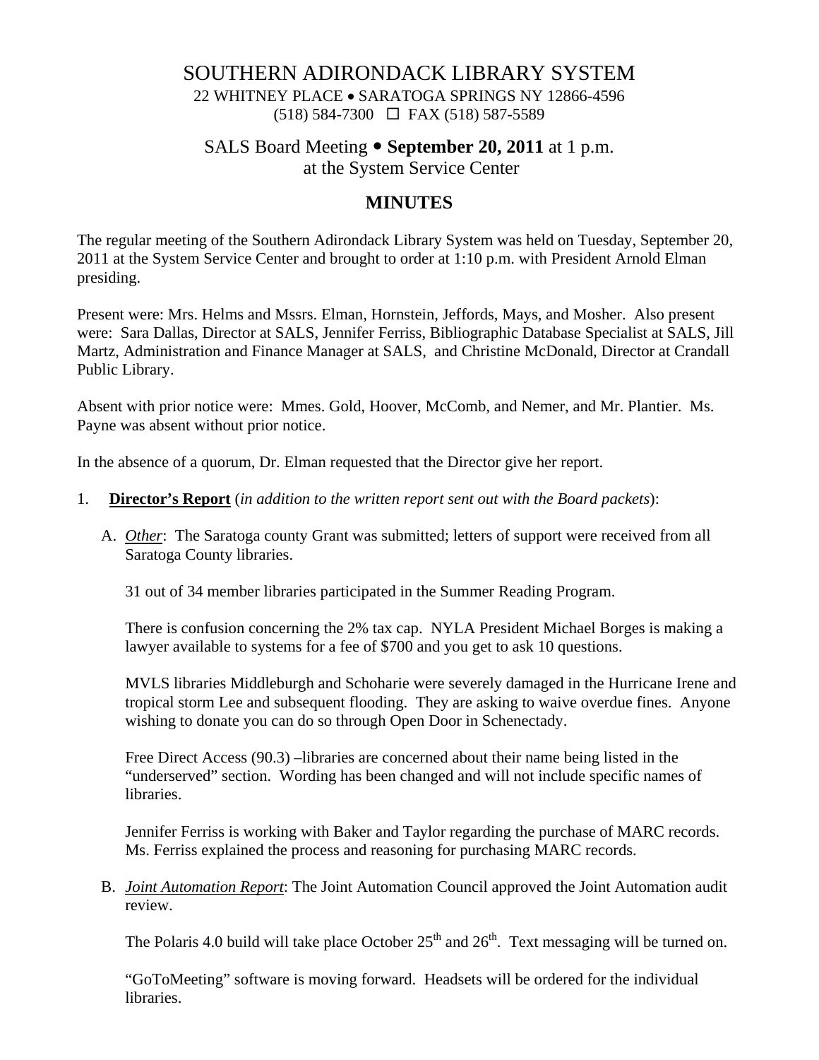# SOUTHERN ADIRONDACK LIBRARY SYSTEM

22 WHITNEY PLACE • SARATOGA SPRINGS NY 12866-4596
(518) 584-7300 ☐ FAX (518) 587-5589

## SALS Board Meeting • **September 20, 2011** at 1 p.m.
## at the System Service Center

## MINUTES

The regular meeting of the Southern Adirondack Library System was held on Tuesday, September 20, 2011 at the System Service Center and brought to order at 1:10 p.m. with President Arnold Elman presiding.

Present were: Mrs. Helms and Mssrs. Elman, Hornstein, Jeffords, Mays, and Mosher. Also present were: Sara Dallas, Director at SALS, Jennifer Ferriss, Bibliographic Database Specialist at SALS, Jill Martz, Administration and Finance Manager at SALS, and Christine McDonald, Director at Crandall Public Library.

Absent with prior notice were: Mmes. Gold, Hoover, McComb, and Nemer, and Mr. Plantier. Ms. Payne was absent without prior notice.

In the absence of a quorum, Dr. Elman requested that the Director give her report.

1. **Director's Report** (*in addition to the written report sent out with the Board packets*):

   A. *Other*: The Saratoga county Grant was submitted; letters of support were received from all Saratoga County libraries.

   31 out of 34 member libraries participated in the Summer Reading Program.

   There is confusion concerning the 2% tax cap. NYLA President Michael Borges is making a lawyer available to systems for a fee of $700 and you get to ask 10 questions.

   MVLS libraries Middleburgh and Schoharie were severely damaged in the Hurricane Irene and tropical storm Lee and subsequent flooding. They are asking to waive overdue fines. Anyone wishing to donate you can do so through Open Door in Schenectady.

   Free Direct Access (90.3) –libraries are concerned about their name being listed in the "underserved" section. Wording has been changed and will not include specific names of libraries.

   Jennifer Ferriss is working with Baker and Taylor regarding the purchase of MARC records. Ms. Ferriss explained the process and reasoning for purchasing MARC records.

   B. *Joint Automation Report*: The Joint Automation Council approved the Joint Automation audit review.

   The Polaris 4.0 build will take place October 25th and 26th. Text messaging will be turned on.

   "GoToMeeting" software is moving forward. Headsets will be ordered for the individual libraries.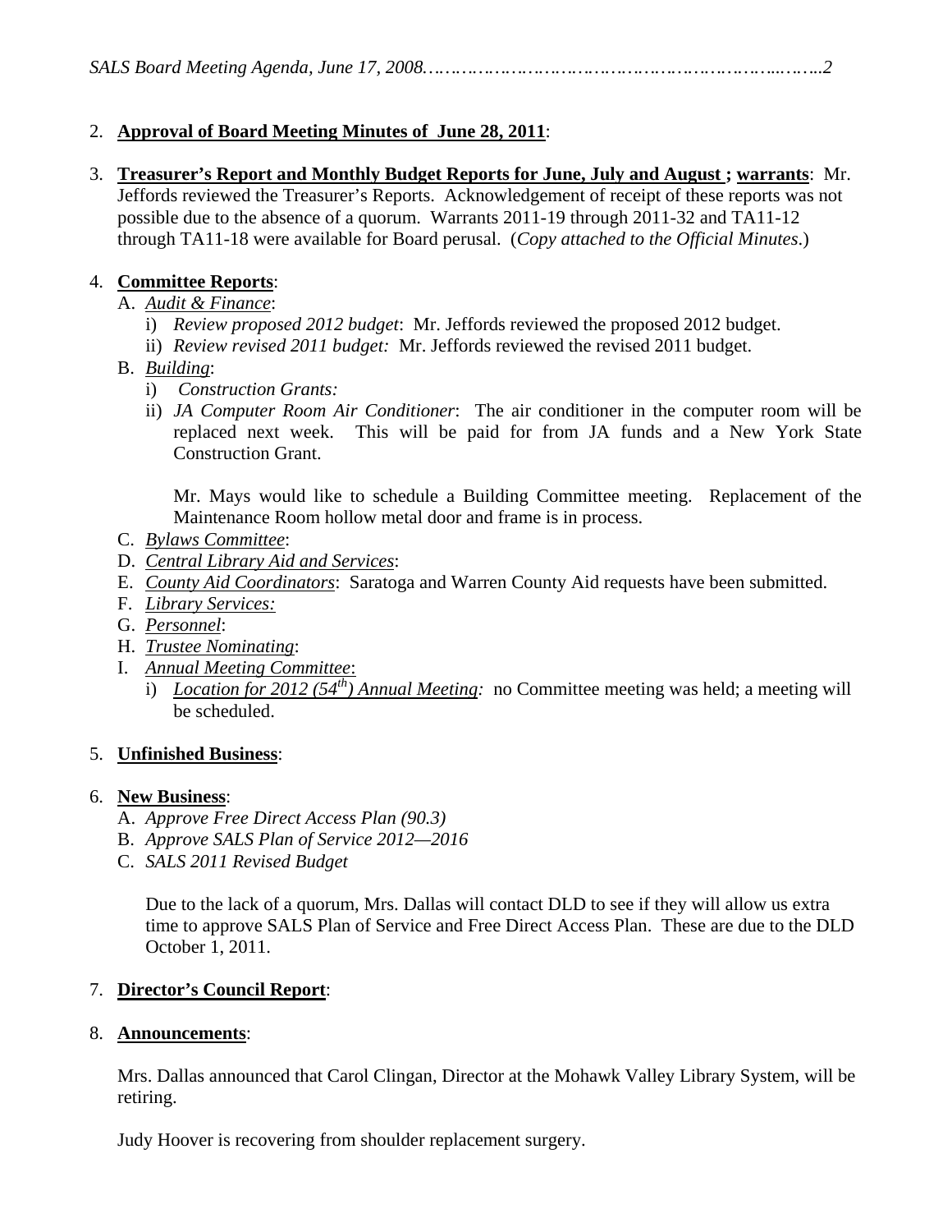2. **Approval of Board Meeting Minutes of June 28, 2011**:

3. **Treasurer's Report and Monthly Budget Reports for June, July and August ; warrants**: Mr. Jeffords reviewed the Treasurer's Reports. Acknowledgement of receipt of these reports was not possible due to the absence of a quorum. Warrants 2011-19 through 2011-32 and TA11-12 through TA11-18 were available for Board perusal. (*Copy attached to the Official Minutes*.)

4. **Committee Reports**:
   A. *Audit & Finance*:
      i) *Review proposed 2012 budget*: Mr. Jeffords reviewed the proposed 2012 budget.
      ii) *Review revised 2011 budget:* Mr. Jeffords reviewed the revised 2011 budget.

   B. *Building*:
      i) *Construction Grants:*
      ii) *JA Computer Room Air Conditioner*: The air conditioner in the computer room will be replaced next week. This will be paid for from JA funds and a New York State Construction Grant.

      Mr. Mays would like to schedule a Building Committee meeting. Replacement of the Maintenance Room hollow metal door and frame is in process.

   C. *Bylaws Committee*:
   D. *Central Library Aid and Services*:
   E. *County Aid Coordinators*: Saratoga and Warren County Aid requests have been submitted.
   F. *Library Services:*
   G. *Personnel*:
   H. *Trustee Nominating*:
   I. *Annual Meeting Committee*:
      i) *Location for 2012 (54th) Annual Meeting:* no Committee meeting was held; a meeting will be scheduled.

5. **Unfinished Business**:

6. **New Business**:
   A. *Approve Free Direct Access Plan (90.3)*
   B. *Approve SALS Plan of Service 2012—2016*
   C. *SALS 2011 Revised Budget*

   Due to the lack of a quorum, Mrs. Dallas will contact DLD to see if they will allow us extra time to approve SALS Plan of Service and Free Direct Access Plan. These are due to the DLD October 1, 2011.

7. **Director's Council Report**:

8. **Announcements**:

   Mrs. Dallas announced that Carol Clingan, Director at the Mohawk Valley Library System, will be retiring.

   Judy Hoover is recovering from shoulder replacement surgery.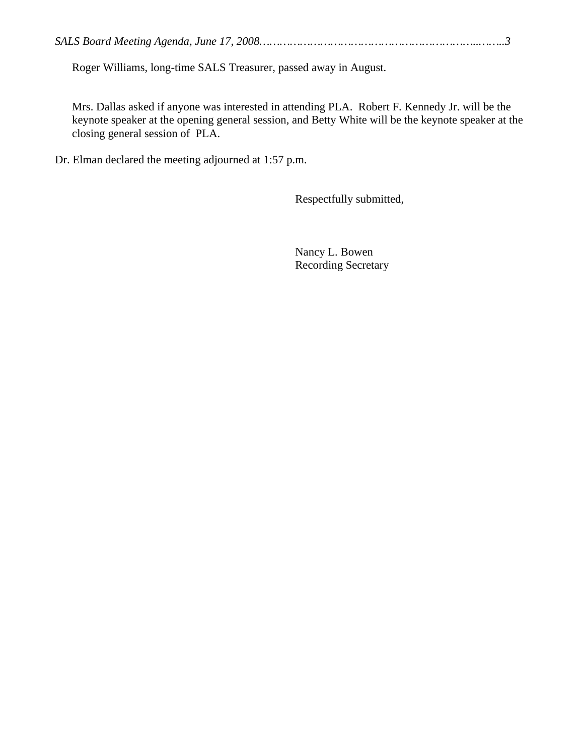Roger Williams, long-time SALS Treasurer, passed away in August.

Mrs. Dallas asked if anyone was interested in attending PLA. Robert F. Kennedy Jr. will be the keynote speaker at the opening general session, and Betty White will be the keynote speaker at the closing general session of PLA.

Dr. Elman declared the meeting adjourned at 1:57 p.m.

Respectfully submitted,

Nancy L. Bowen
Recording Secretary